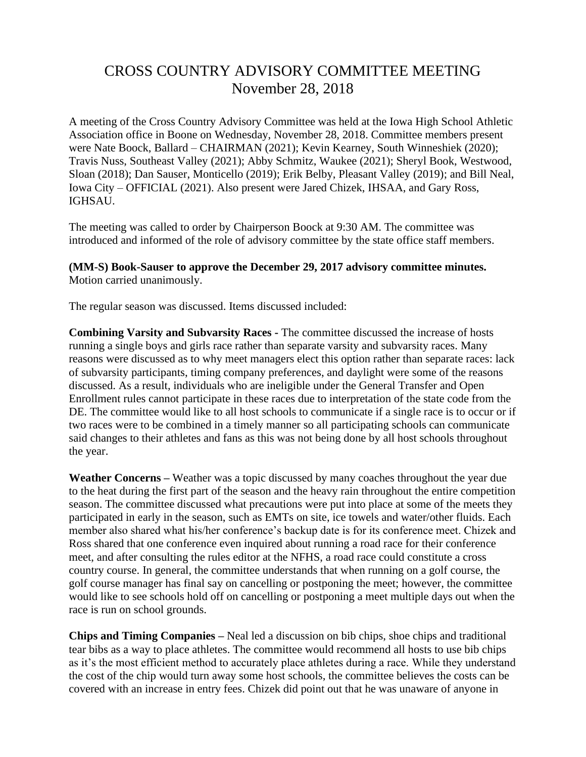# CROSS COUNTRY ADVISORY COMMITTEE MEETING
## November 28, 2018

A meeting of the Cross Country Advisory Committee was held at the Iowa High School Athletic Association office in Boone on Wednesday, November 28, 2018. Committee members present were Nate Boock, Ballard – CHAIRMAN (2021); Kevin Kearney, South Winneshiek (2020); Travis Nuss, Southeast Valley (2021); Abby Schmitz, Waukee (2021); Sheryl Book, Westwood, Sloan (2018); Dan Sauser, Monticello (2019); Erik Belby, Pleasant Valley (2019); and Bill Neal, Iowa City – OFFICIAL (2021). Also present were Jared Chizek, IHSAA, and Gary Ross, IGHSAU.

The meeting was called to order by Chairperson Boock at 9:30 AM. The committee was introduced and informed of the role of advisory committee by the state office staff members.

**(MM-S) Book-Sauser to approve the December 29, 2017 advisory committee minutes.** Motion carried unanimously.

The regular season was discussed. Items discussed included:

**Combining Varsity and Subvarsity Races -** The committee discussed the increase of hosts running a single boys and girls race rather than separate varsity and subvarsity races. Many reasons were discussed as to why meet managers elect this option rather than separate races: lack of subvarsity participants, timing company preferences, and daylight were some of the reasons discussed. As a result, individuals who are ineligible under the General Transfer and Open Enrollment rules cannot participate in these races due to interpretation of the state code from the DE. The committee would like to all host schools to communicate if a single race is to occur or if two races were to be combined in a timely manner so all participating schools can communicate said changes to their athletes and fans as this was not being done by all host schools throughout the year.

**Weather Concerns –** Weather was a topic discussed by many coaches throughout the year due to the heat during the first part of the season and the heavy rain throughout the entire competition season. The committee discussed what precautions were put into place at some of the meets they participated in early in the season, such as EMTs on site, ice towels and water/other fluids. Each member also shared what his/her conference's backup date is for its conference meet. Chizek and Ross shared that one conference even inquired about running a road race for their conference meet, and after consulting the rules editor at the NFHS, a road race could constitute a cross country course. In general, the committee understands that when running on a golf course, the golf course manager has final say on cancelling or postponing the meet; however, the committee would like to see schools hold off on cancelling or postponing a meet multiple days out when the race is run on school grounds.

**Chips and Timing Companies –** Neal led a discussion on bib chips, shoe chips and traditional tear bibs as a way to place athletes. The committee would recommend all hosts to use bib chips as it's the most efficient method to accurately place athletes during a race. While they understand the cost of the chip would turn away some host schools, the committee believes the costs can be covered with an increase in entry fees. Chizek did point out that he was unaware of anyone in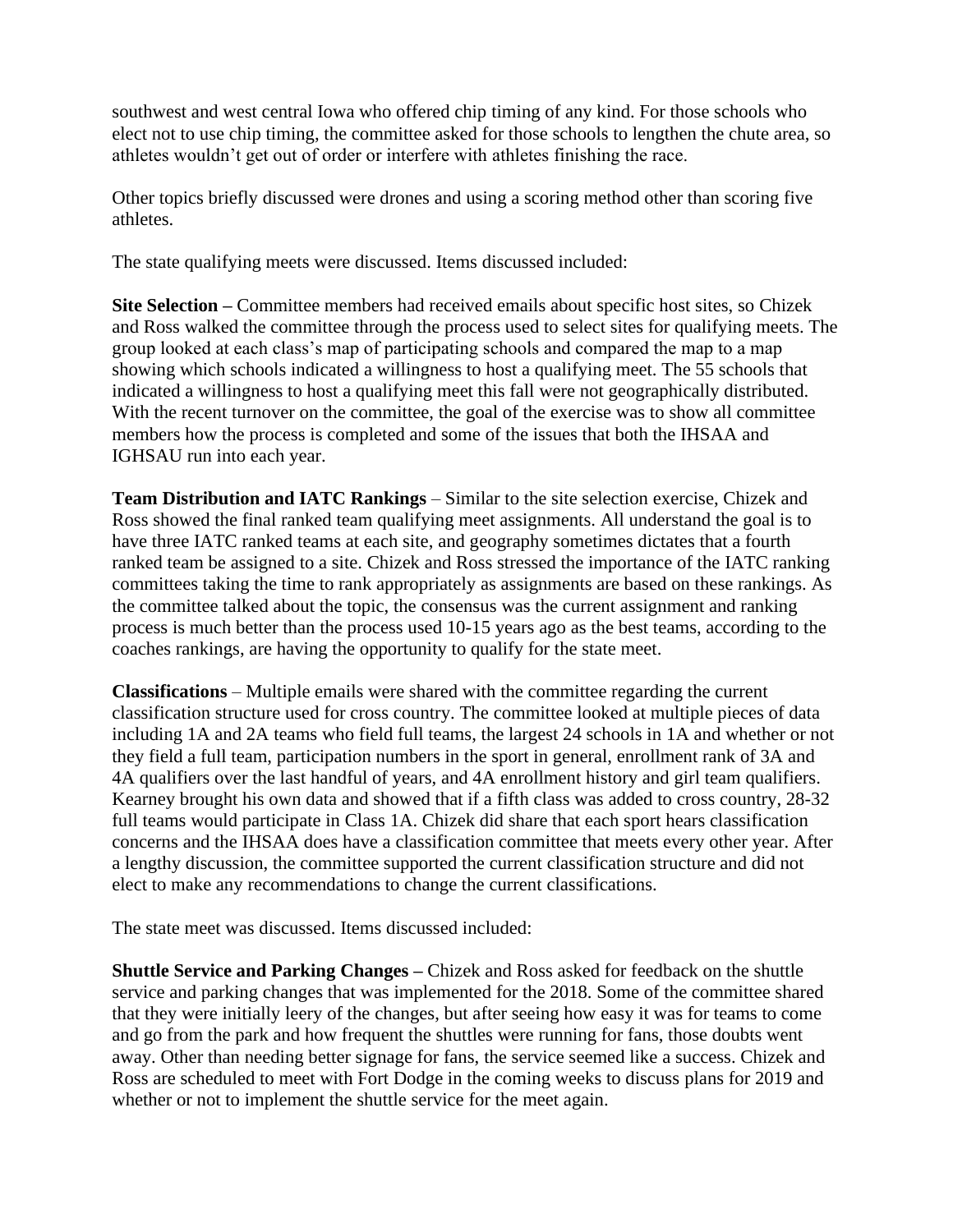southwest and west central Iowa who offered chip timing of any kind. For those schools who elect not to use chip timing, the committee asked for those schools to lengthen the chute area, so athletes wouldn't get out of order or interfere with athletes finishing the race.

Other topics briefly discussed were drones and using a scoring method other than scoring five athletes.

The state qualifying meets were discussed. Items discussed included:

**Site Selection –** Committee members had received emails about specific host sites, so Chizek and Ross walked the committee through the process used to select sites for qualifying meets. The group looked at each class's map of participating schools and compared the map to a map showing which schools indicated a willingness to host a qualifying meet. The 55 schools that indicated a willingness to host a qualifying meet this fall were not geographically distributed. With the recent turnover on the committee, the goal of the exercise was to show all committee members how the process is completed and some of the issues that both the IHSAA and IGHSAU run into each year.

**Team Distribution and IATC Rankings** – Similar to the site selection exercise, Chizek and Ross showed the final ranked team qualifying meet assignments. All understand the goal is to have three IATC ranked teams at each site, and geography sometimes dictates that a fourth ranked team be assigned to a site. Chizek and Ross stressed the importance of the IATC ranking committees taking the time to rank appropriately as assignments are based on these rankings. As the committee talked about the topic, the consensus was the current assignment and ranking process is much better than the process used 10-15 years ago as the best teams, according to the coaches rankings, are having the opportunity to qualify for the state meet.

**Classifications** – Multiple emails were shared with the committee regarding the current classification structure used for cross country. The committee looked at multiple pieces of data including 1A and 2A teams who field full teams, the largest 24 schools in 1A and whether or not they field a full team, participation numbers in the sport in general, enrollment rank of 3A and 4A qualifiers over the last handful of years, and 4A enrollment history and girl team qualifiers. Kearney brought his own data and showed that if a fifth class was added to cross country, 28-32 full teams would participate in Class 1A. Chizek did share that each sport hears classification concerns and the IHSAA does have a classification committee that meets every other year. After a lengthy discussion, the committee supported the current classification structure and did not elect to make any recommendations to change the current classifications.

The state meet was discussed. Items discussed included:

**Shuttle Service and Parking Changes –** Chizek and Ross asked for feedback on the shuttle service and parking changes that was implemented for the 2018. Some of the committee shared that they were initially leery of the changes, but after seeing how easy it was for teams to come and go from the park and how frequent the shuttles were running for fans, those doubts went away. Other than needing better signage for fans, the service seemed like a success. Chizek and Ross are scheduled to meet with Fort Dodge in the coming weeks to discuss plans for 2019 and whether or not to implement the shuttle service for the meet again.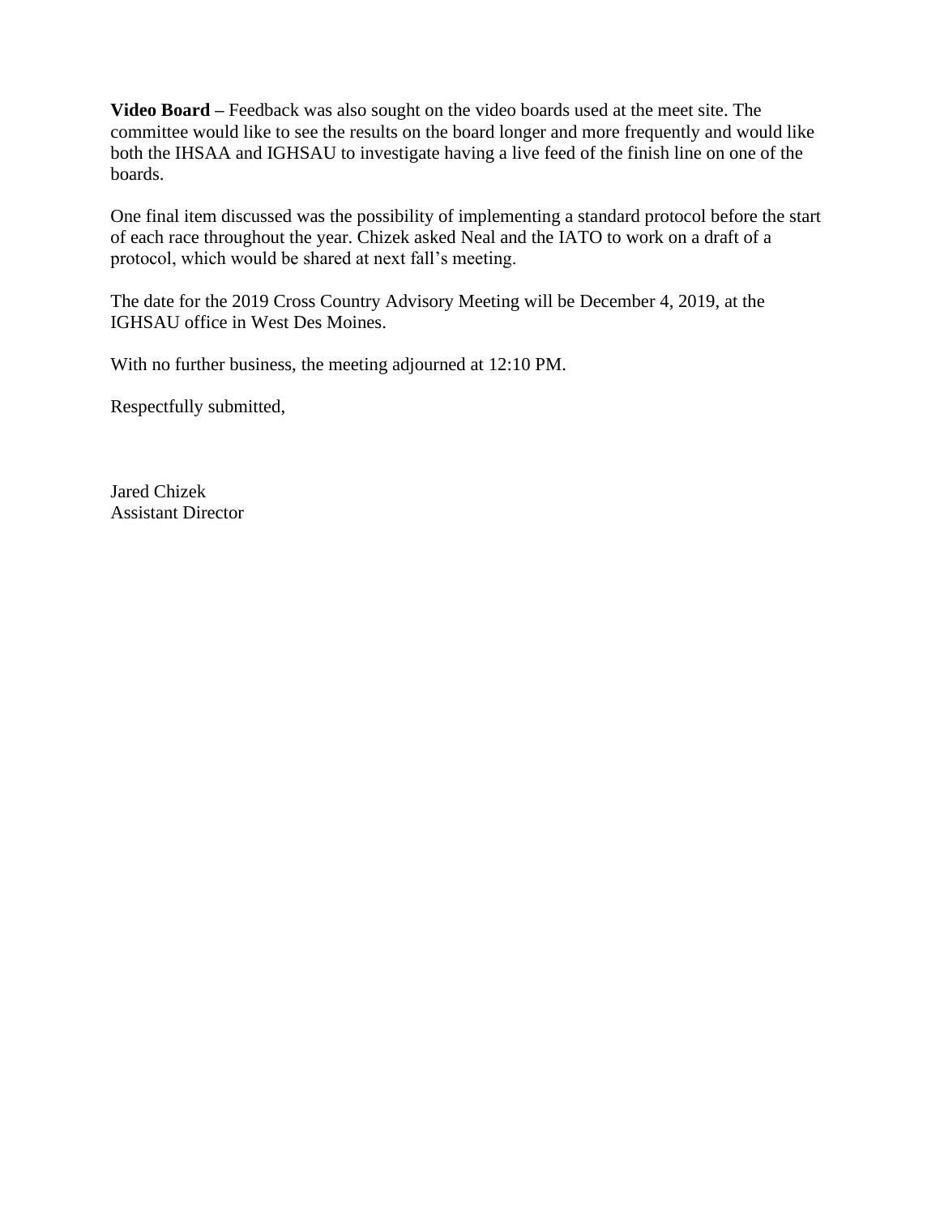**Video Board** – Feedback was also sought on the video boards used at the meet site. The committee would like to see the results on the board longer and more frequently and would like both the IHSAA and IGHSAU to investigate having a live feed of the finish line on one of the boards.

One final item discussed was the possibility of implementing a standard protocol before the start of each race throughout the year. Chizek asked Neal and the IATO to work on a draft of a protocol, which would be shared at next fall's meeting.

The date for the 2019 Cross Country Advisory Meeting will be December 4, 2019, at the IGHSAU office in West Des Moines.

With no further business, the meeting adjourned at 12:10 PM.

Respectfully submitted,

Jared Chizek
Assistant Director